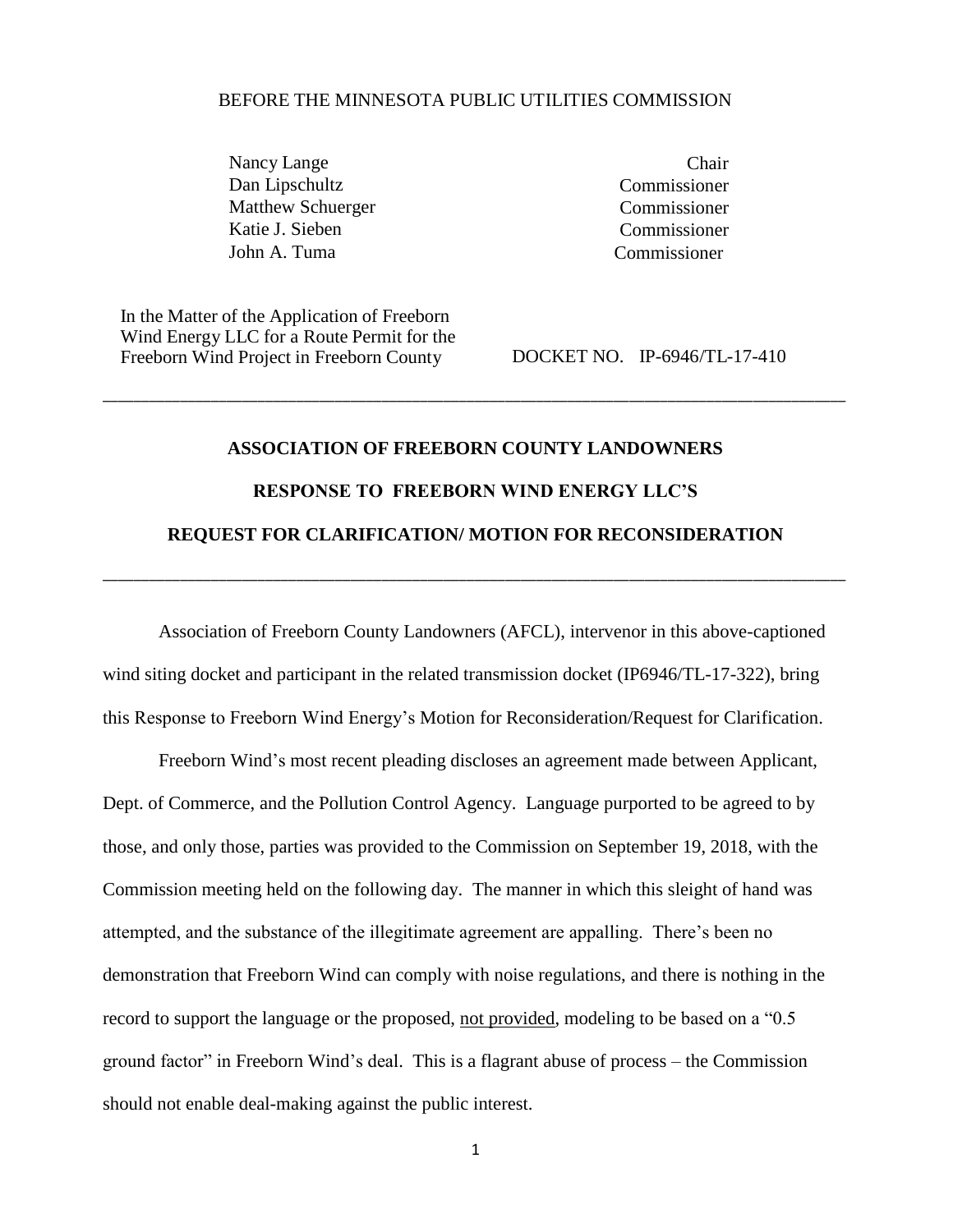BEFORE THE MINNESOTA PUBLIC UTILITIES COMMISSION

| | |
|---|---|
| Nancy Lange | Chair |
| Dan Lipschultz | Commissioner |
| Matthew Schuerger | Commissioner |
| Katie J. Sieben | Commissioner |
| John A. Tuma | Commissioner |

In the Matter of the Application of Freeborn Wind Energy LLC for a Route Permit for the Freeborn Wind Project in Freeborn County

DOCKET NO. IP-6946/TL-17-410

---

**ASSOCIATION OF FREEBORN COUNTY LANDOWNERS**

**RESPONSE TO FREEBORN WIND ENERGY LLC'S**

**REQUEST FOR CLARIFICATION/ MOTION FOR RECONSIDERATION**

---

Association of Freeborn County Landowners (AFCL), intervenor in this above-captioned wind siting docket and participant in the related transmission docket (IP6946/TL-17-322), bring this Response to Freeborn Wind Energy's Motion for Reconsideration/Request for Clarification.

Freeborn Wind's most recent pleading discloses an agreement made between Applicant, Dept. of Commerce, and the Pollution Control Agency. Language purported to be agreed to by those, and only those, parties was provided to the Commission on September 19, 2018, with the Commission meeting held on the following day. The manner in which this sleight of hand was attempted, and the substance of the illegitimate agreement are appalling. There's been no demonstration that Freeborn Wind can comply with noise regulations, and there is nothing in the record to support the language or the proposed, <u>not provided</u>, modeling to be based on a "0.5 ground factor" in Freeborn Wind's deal. This is a flagrant abuse of process – the Commission should not enable deal-making against the public interest.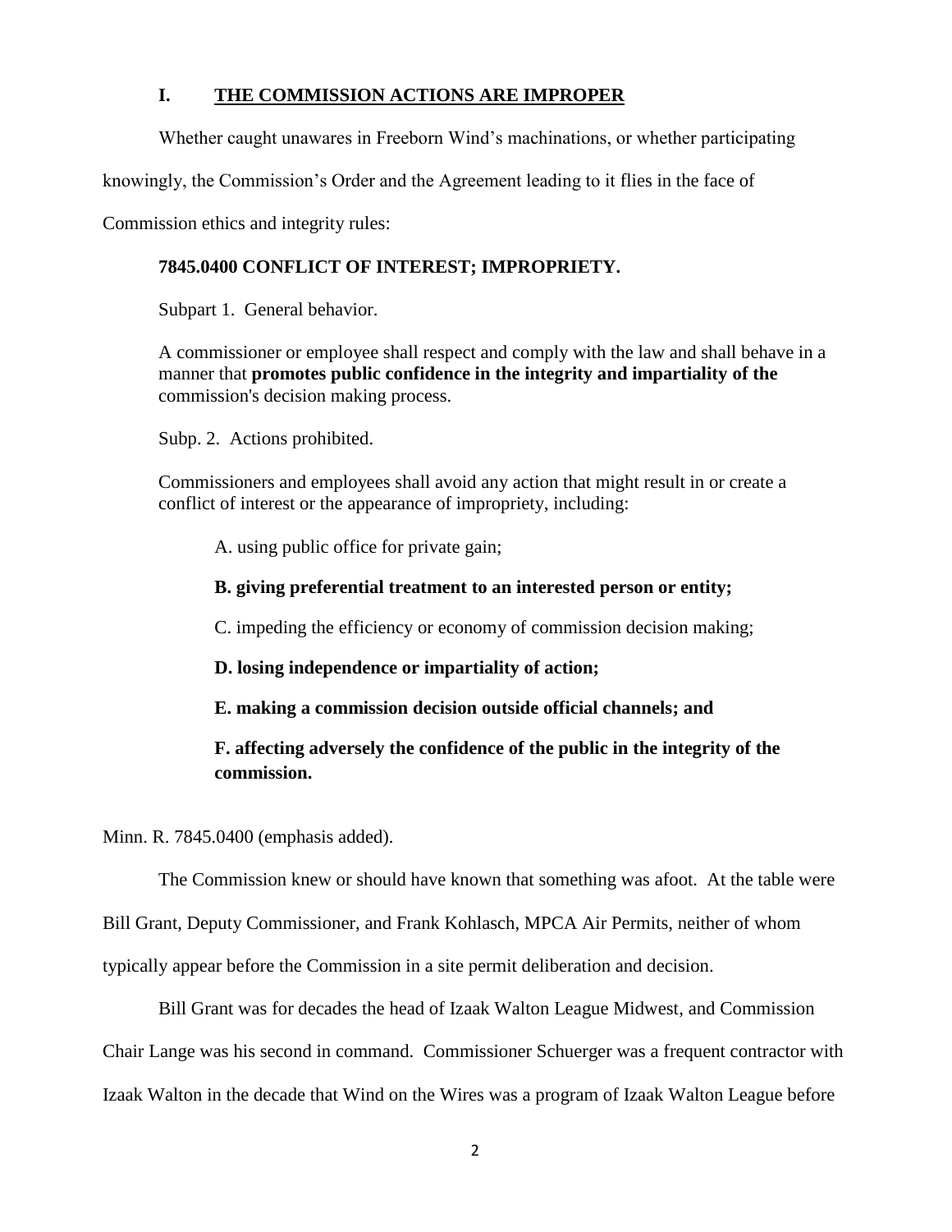## I. THE COMMISSION ACTIONS ARE IMPROPER

Whether caught unawares in Freeborn Wind's machinations, or whether participating knowingly, the Commission's Order and the Agreement leading to it flies in the face of Commission ethics and integrity rules:

> **7845.0400 CONFLICT OF INTEREST; IMPROPRIETY.**
>
> Subpart 1. General behavior.
>
> A commissioner or employee shall respect and comply with the law and shall behave in a manner that **promotes public confidence in the integrity and impartiality of the** commission's decision making process.
>
> Subp. 2. Actions prohibited.
>
> Commissioners and employees shall avoid any action that might result in or create a conflict of interest or the appearance of impropriety, including:
>
> A. using public office for private gain;
>
> **B. giving preferential treatment to an interested person or entity;**
>
> C. impeding the efficiency or economy of commission decision making;
>
> **D. losing independence or impartiality of action;**
>
> **E. making a commission decision outside official channels; and**
>
> **F. affecting adversely the confidence of the public in the integrity of the commission.**

Minn. R. 7845.0400 (emphasis added).

The Commission knew or should have known that something was afoot. At the table were Bill Grant, Deputy Commissioner, and Frank Kohlasch, MPCA Air Permits, neither of whom typically appear before the Commission in a site permit deliberation and decision.

Bill Grant was for decades the head of Izaak Walton League Midwest, and Commission Chair Lange was his second in command. Commissioner Schuerger was a frequent contractor with Izaak Walton in the decade that Wind on the Wires was a program of Izaak Walton League before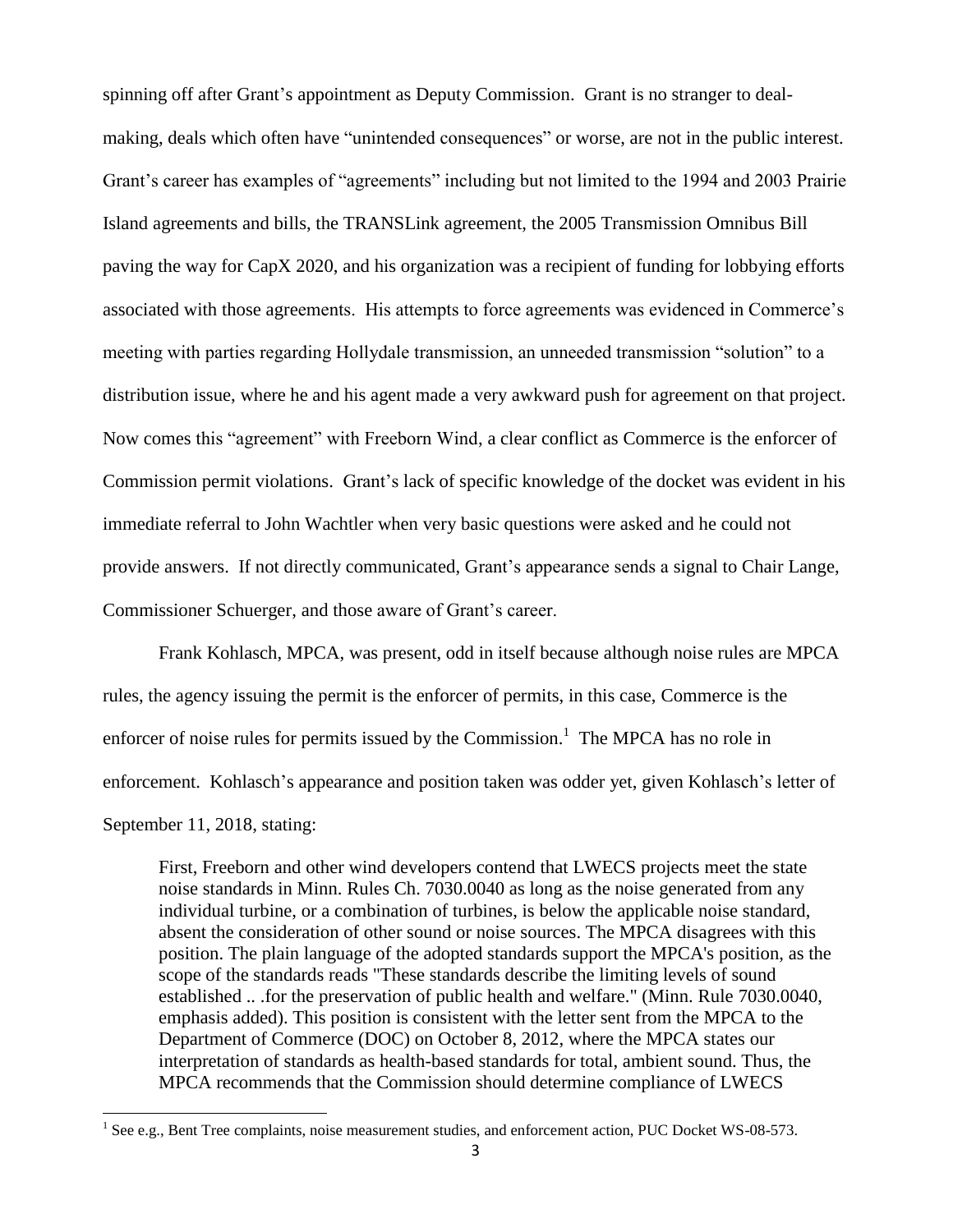spinning off after Grant's appointment as Deputy Commission. Grant is no stranger to deal-making, deals which often have "unintended consequences" or worse, are not in the public interest. Grant's career has examples of "agreements" including but not limited to the 1994 and 2003 Prairie Island agreements and bills, the TRANSLink agreement, the 2005 Transmission Omnibus Bill paving the way for CapX 2020, and his organization was a recipient of funding for lobbying efforts associated with those agreements. His attempts to force agreements was evidenced in Commerce's meeting with parties regarding Hollydale transmission, an unneeded transmission "solution" to a distribution issue, where he and his agent made a very awkward push for agreement on that project. Now comes this "agreement" with Freeborn Wind, a clear conflict as Commerce is the enforcer of Commission permit violations. Grant's lack of specific knowledge of the docket was evident in his immediate referral to John Wachtler when very basic questions were asked and he could not provide answers. If not directly communicated, Grant's appearance sends a signal to Chair Lange, Commissioner Schuerger, and those aware of Grant's career.

Frank Kohlasch, MPCA, was present, odd in itself because although noise rules are MPCA rules, the agency issuing the permit is the enforcer of permits, in this case, Commerce is the enforcer of noise rules for permits issued by the Commission.[1] The MPCA has no role in enforcement. Kohlasch's appearance and position taken was odder yet, given Kohlasch's letter of September 11, 2018, stating:

> First, Freeborn and other wind developers contend that LWECS projects meet the state noise standards in Minn. Rules Ch. 7030.0040 as long as the noise generated from any individual turbine, or a combination of turbines, is below the applicable noise standard, absent the consideration of other sound or noise sources. The MPCA disagrees with this position. The plain language of the adopted standards support the MPCA's position, as the scope of the standards reads "These standards describe the limiting levels of sound established .. .for the preservation of public health and welfare." (Minn. Rule 7030.0040, emphasis added). This position is consistent with the letter sent from the MPCA to the Department of Commerce (DOC) on October 8, 2012, where the MPCA states our interpretation of standards as health-based standards for total, ambient sound. Thus, the MPCA recommends that the Commission should determine compliance of LWECS

[1] See e.g., Bent Tree complaints, noise measurement studies, and enforcement action, PUC Docket WS-08-573.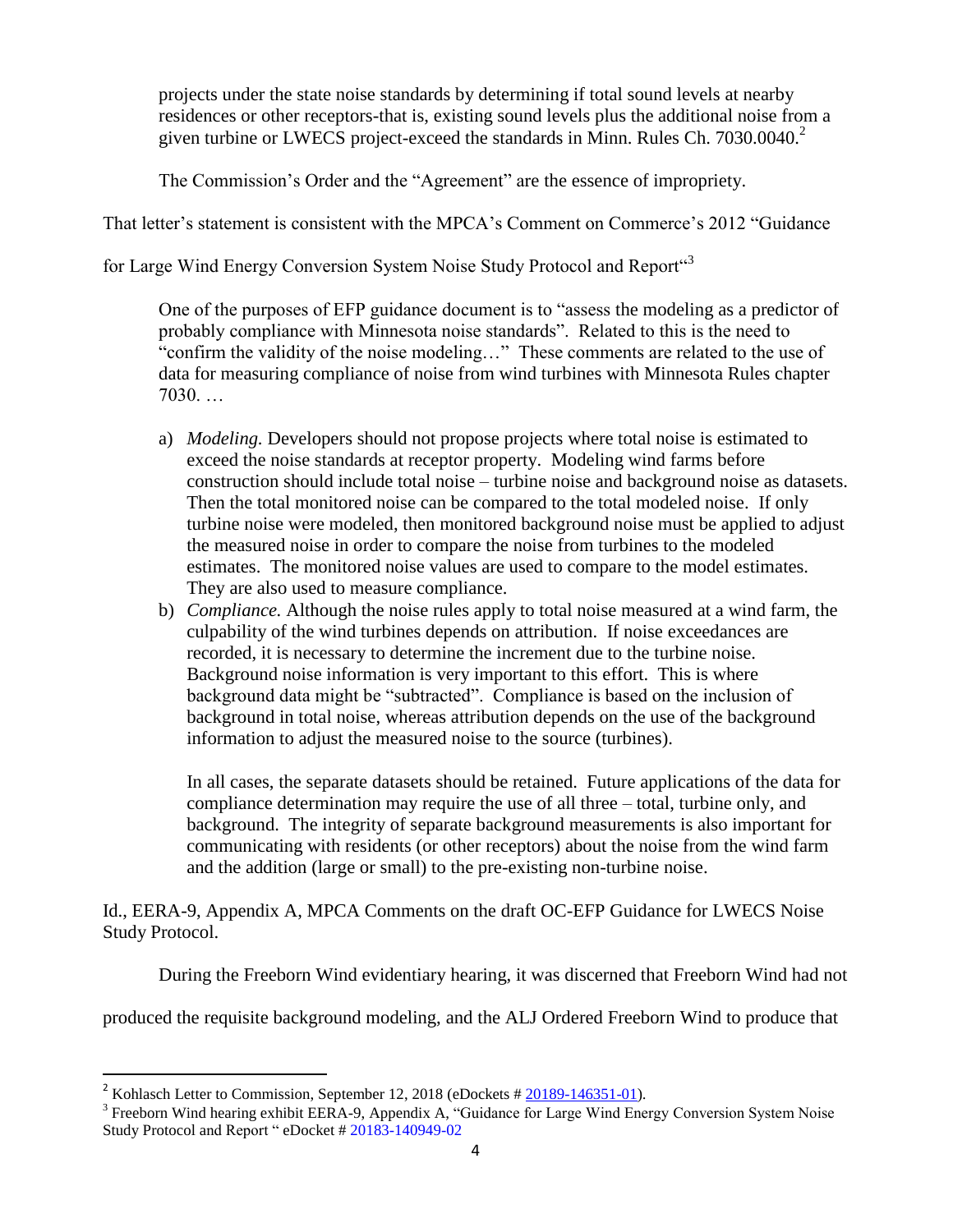> projects under the state noise standards by determining if total sound levels at nearby residences or other receptors-that is, existing sound levels plus the additional noise from a given turbine or LWECS project-exceed the standards in Minn. Rules Ch. 7030.0040.[2]
>
> The Commission's Order and the "Agreement" are the essence of impropriety.

That letter's statement is consistent with the MPCA's Comment on Commerce's 2012 "Guidance for Large Wind Energy Conversion System Noise Study Protocol and Report"[3]

> One of the purposes of EFP guidance document is to "assess the modeling as a predictor of probably compliance with Minnesota noise standards". Related to this is the need to "confirm the validity of the noise modeling…" These comments are related to the use of data for measuring compliance of noise from wind turbines with Minnesota Rules chapter 7030. …
>
> a) *Modeling.* Developers should not propose projects where total noise is estimated to exceed the noise standards at receptor property. Modeling wind farms before construction should include total noise – turbine noise and background noise as datasets. Then the total monitored noise can be compared to the total modeled noise. If only turbine noise were modeled, then monitored background noise must be applied to adjust the measured noise in order to compare the noise from turbines to the modeled estimates. The monitored noise values are used to compare to the model estimates. They are also used to measure compliance.
>
> b) *Compliance.* Although the noise rules apply to total noise measured at a wind farm, the culpability of the wind turbines depends on attribution. If noise exceedances are recorded, it is necessary to determine the increment due to the turbine noise. Background noise information is very important to this effort. This is where background data might be "subtracted". Compliance is based on the inclusion of background in total noise, whereas attribution depends on the use of the background information to adjust the measured noise to the source (turbines).
>
> In all cases, the separate datasets should be retained. Future applications of the data for compliance determination may require the use of all three – total, turbine only, and background. The integrity of separate background measurements is also important for communicating with residents (or other receptors) about the noise from the wind farm and the addition (large or small) to the pre-existing non-turbine noise.

Id., EERA-9, Appendix A, MPCA Comments on the draft OC-EFP Guidance for LWECS Noise Study Protocol.

During the Freeborn Wind evidentiary hearing, it was discerned that Freeborn Wind had not produced the requisite background modeling, and the ALJ Ordered Freeborn Wind to produce that

---

[2] Kohlasch Letter to Commission, September 12, 2018 (eDockets # 20189-146351-01).

[3] Freeborn Wind hearing exhibit EERA-9, Appendix A, "Guidance for Large Wind Energy Conversion System Noise Study Protocol and Report " eDocket # 20183-140949-02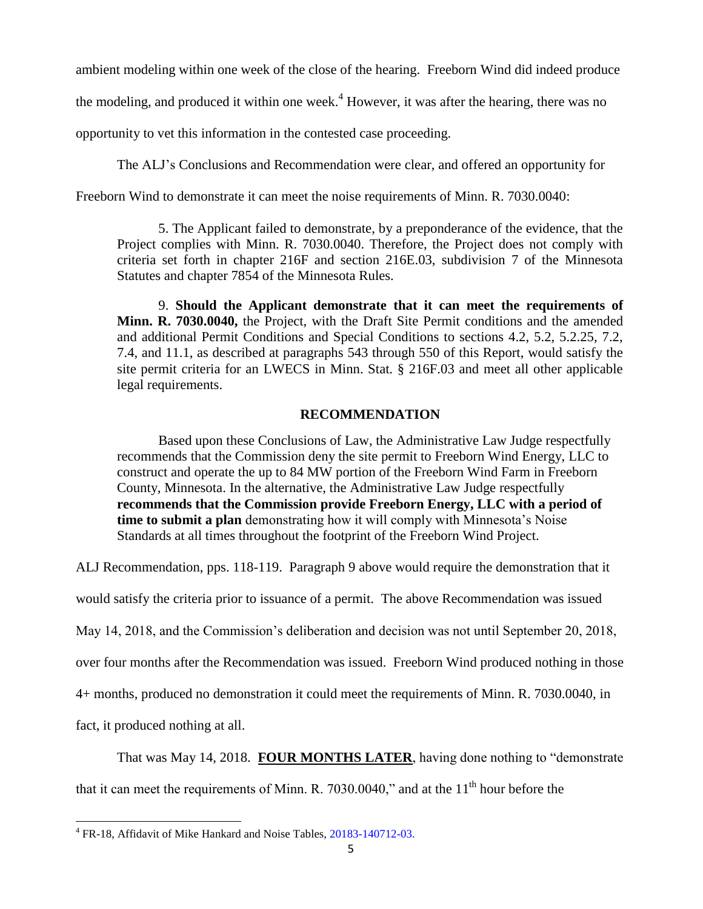ambient modeling within one week of the close of the hearing. Freeborn Wind did indeed produce the modeling, and produced it within one week.[4] However, it was after the hearing, there was no opportunity to vet this information in the contested case proceeding.

The ALJ's Conclusions and Recommendation were clear, and offered an opportunity for Freeborn Wind to demonstrate it can meet the noise requirements of Minn. R. 7030.0040:

> 5. The Applicant failed to demonstrate, by a preponderance of the evidence, that the Project complies with Minn. R. 7030.0040. Therefore, the Project does not comply with criteria set forth in chapter 216F and section 216E.03, subdivision 7 of the Minnesota Statutes and chapter 7854 of the Minnesota Rules.
>
> 9. **Should the Applicant demonstrate that it can meet the requirements of Minn. R. 7030.0040,** the Project, with the Draft Site Permit conditions and the amended and additional Permit Conditions and Special Conditions to sections 4.2, 5.2, 5.2.25, 7.2, 7.4, and 11.1, as described at paragraphs 543 through 550 of this Report, would satisfy the site permit criteria for an LWECS in Minn. Stat. § 216F.03 and meet all other applicable legal requirements.
>
> **RECOMMENDATION**
>
> Based upon these Conclusions of Law, the Administrative Law Judge respectfully recommends that the Commission deny the site permit to Freeborn Wind Energy, LLC to construct and operate the up to 84 MW portion of the Freeborn Wind Farm in Freeborn County, Minnesota. In the alternative, the Administrative Law Judge respectfully **recommends that the Commission provide Freeborn Energy, LLC with a period of time to submit a plan** demonstrating how it will comply with Minnesota's Noise Standards at all times throughout the footprint of the Freeborn Wind Project.

ALJ Recommendation, pps. 118-119. Paragraph 9 above would require the demonstration that it would satisfy the criteria prior to issuance of a permit. The above Recommendation was issued May 14, 2018, and the Commission's deliberation and decision was not until September 20, 2018, over four months after the Recommendation was issued. Freeborn Wind produced nothing in those 4+ months, produced no demonstration it could meet the requirements of Minn. R. 7030.0040, in fact, it produced nothing at all.

That was May 14, 2018. **<u>FOUR MONTHS LATER</u>**, having done nothing to "demonstrate that it can meet the requirements of Minn. R. 7030.0040," and at the 11th hour before the

---

[4] FR-18, Affidavit of Mike Hankard and Noise Tables, 20183-140712-03.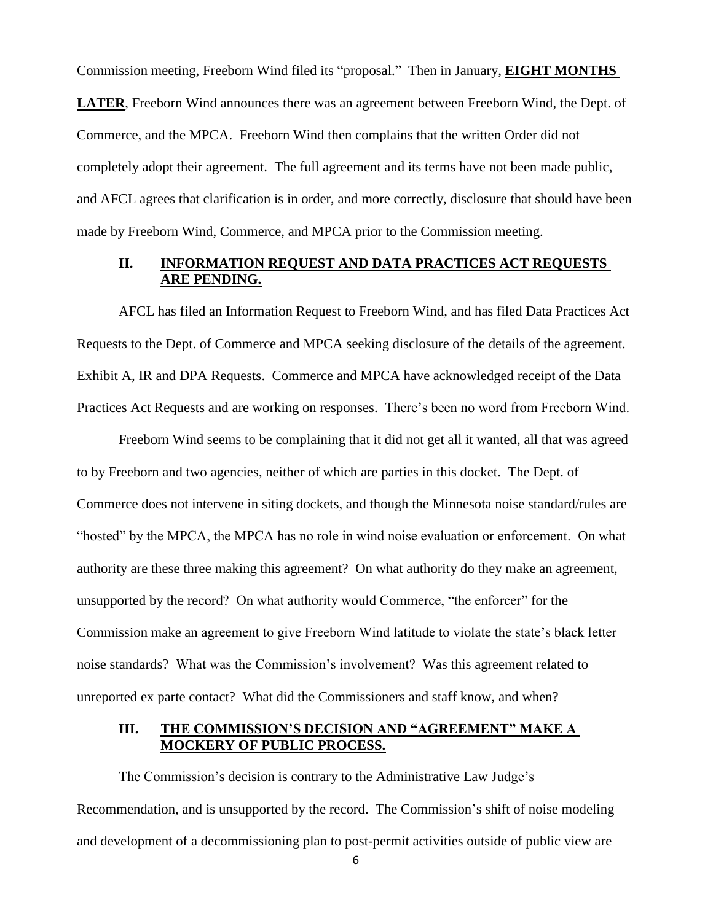Commission meeting, Freeborn Wind filed its "proposal." Then in January, <u>**EIGHT MONTHS LATER**</u>, Freeborn Wind announces there was an agreement between Freeborn Wind, the Dept. of Commerce, and the MPCA. Freeborn Wind then complains that the written Order did not completely adopt their agreement. The full agreement and its terms have not been made public, and AFCL agrees that clarification is in order, and more correctly, disclosure that should have been made by Freeborn Wind, Commerce, and MPCA prior to the Commission meeting.

## II. INFORMATION REQUEST AND DATA PRACTICES ACT REQUESTS ARE PENDING.

AFCL has filed an Information Request to Freeborn Wind, and has filed Data Practices Act Requests to the Dept. of Commerce and MPCA seeking disclosure of the details of the agreement. Exhibit A, IR and DPA Requests. Commerce and MPCA have acknowledged receipt of the Data Practices Act Requests and are working on responses. There's been no word from Freeborn Wind.

Freeborn Wind seems to be complaining that it did not get all it wanted, all that was agreed to by Freeborn and two agencies, neither of which are parties in this docket. The Dept. of Commerce does not intervene in siting dockets, and though the Minnesota noise standard/rules are "hosted" by the MPCA, the MPCA has no role in wind noise evaluation or enforcement. On what authority are these three making this agreement? On what authority do they make an agreement, unsupported by the record? On what authority would Commerce, "the enforcer" for the Commission make an agreement to give Freeborn Wind latitude to violate the state's black letter noise standards? What was the Commission's involvement? Was this agreement related to unreported ex parte contact? What did the Commissioners and staff know, and when?

## III. THE COMMISSION'S DECISION AND "AGREEMENT" MAKE A MOCKERY OF PUBLIC PROCESS.

The Commission's decision is contrary to the Administrative Law Judge's Recommendation, and is unsupported by the record. The Commission's shift of noise modeling and development of a decommissioning plan to post-permit activities outside of public view are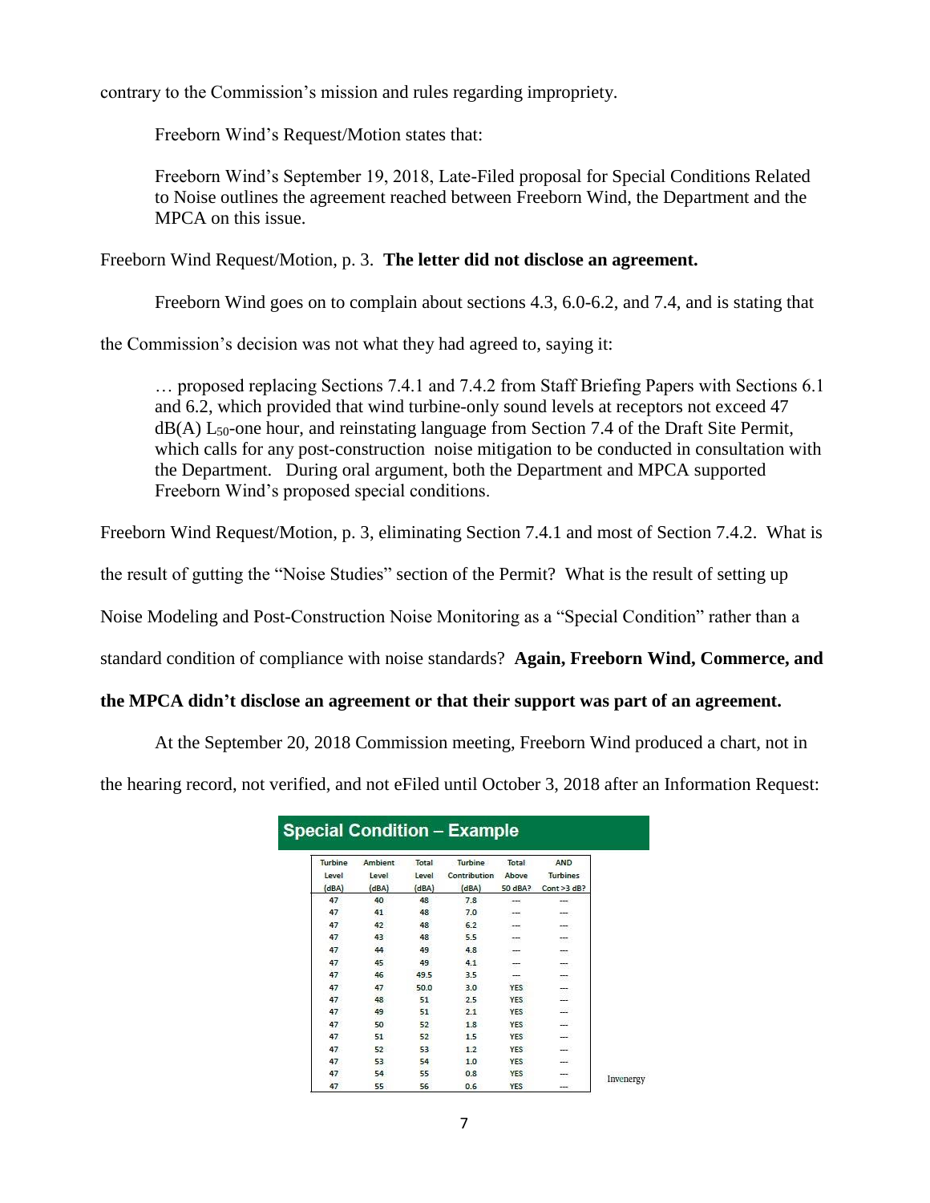contrary to the Commission's mission and rules regarding impropriety.

Freeborn Wind's Request/Motion states that:

> Freeborn Wind's September 19, 2018, Late-Filed proposal for Special Conditions Related to Noise outlines the agreement reached between Freeborn Wind, the Department and the MPCA on this issue.

Freeborn Wind Request/Motion, p. 3. **The letter did not disclose an agreement.**

Freeborn Wind goes on to complain about sections 4.3, 6.0-6.2, and 7.4, and is stating that the Commission's decision was not what they had agreed to, saying it:

> … proposed replacing Sections 7.4.1 and 7.4.2 from Staff Briefing Papers with Sections 6.1 and 6.2, which provided that wind turbine-only sound levels at receptors not exceed 47 dB(A) $L_{50}$-one hour, and reinstating language from Section 7.4 of the Draft Site Permit, which calls for any post-construction noise mitigation to be conducted in consultation with the Department. During oral argument, both the Department and MPCA supported Freeborn Wind's proposed special conditions.

Freeborn Wind Request/Motion, p. 3, eliminating Section 7.4.1 and most of Section 7.4.2. What is the result of gutting the "Noise Studies" section of the Permit? What is the result of setting up Noise Modeling and Post-Construction Noise Monitoring as a "Special Condition" rather than a standard condition of compliance with noise standards? **Again, Freeborn Wind, Commerce, and the MPCA didn't disclose an agreement or that their support was part of an agreement.**

At the September 20, 2018 Commission meeting, Freeborn Wind produced a chart, not in the hearing record, not verified, and not eFiled until October 3, 2018 after an Information Request:

**Special Condition – Example**

| Turbine Level (dBA) | Ambient Level (dBA) | Total Level (dBA) | Turbine Contribution (dBA) | Total Above 50 dBA? | AND Turbines Cont >3 dB? |
|---|---|---|---|---|---|
| 47 | 40 | 48 | 7.8 | --- | --- |
| 47 | 41 | 48 | 7.0 | --- | --- |
| 47 | 42 | 48 | 6.2 | --- | --- |
| 47 | 43 | 48 | 5.5 | --- | --- |
| 47 | 44 | 49 | 4.8 | --- | --- |
| 47 | 45 | 49 | 4.1 | --- | --- |
| 47 | 46 | 49.5 | 3.5 | --- | --- |
| 47 | 47 | 50.0 | 3.0 | YES | --- |
| 47 | 48 | 51 | 2.5 | YES | --- |
| 47 | 49 | 51 | 2.1 | YES | --- |
| 47 | 50 | 52 | 1.8 | YES | --- |
| 47 | 51 | 52 | 1.5 | YES | --- |
| 47 | 52 | 53 | 1.2 | YES | --- |
| 47 | 53 | 54 | 1.0 | YES | --- |
| 47 | 54 | 55 | 0.8 | YES | --- |
| 47 | 55 | 56 | 0.6 | YES | --- |

Invenergy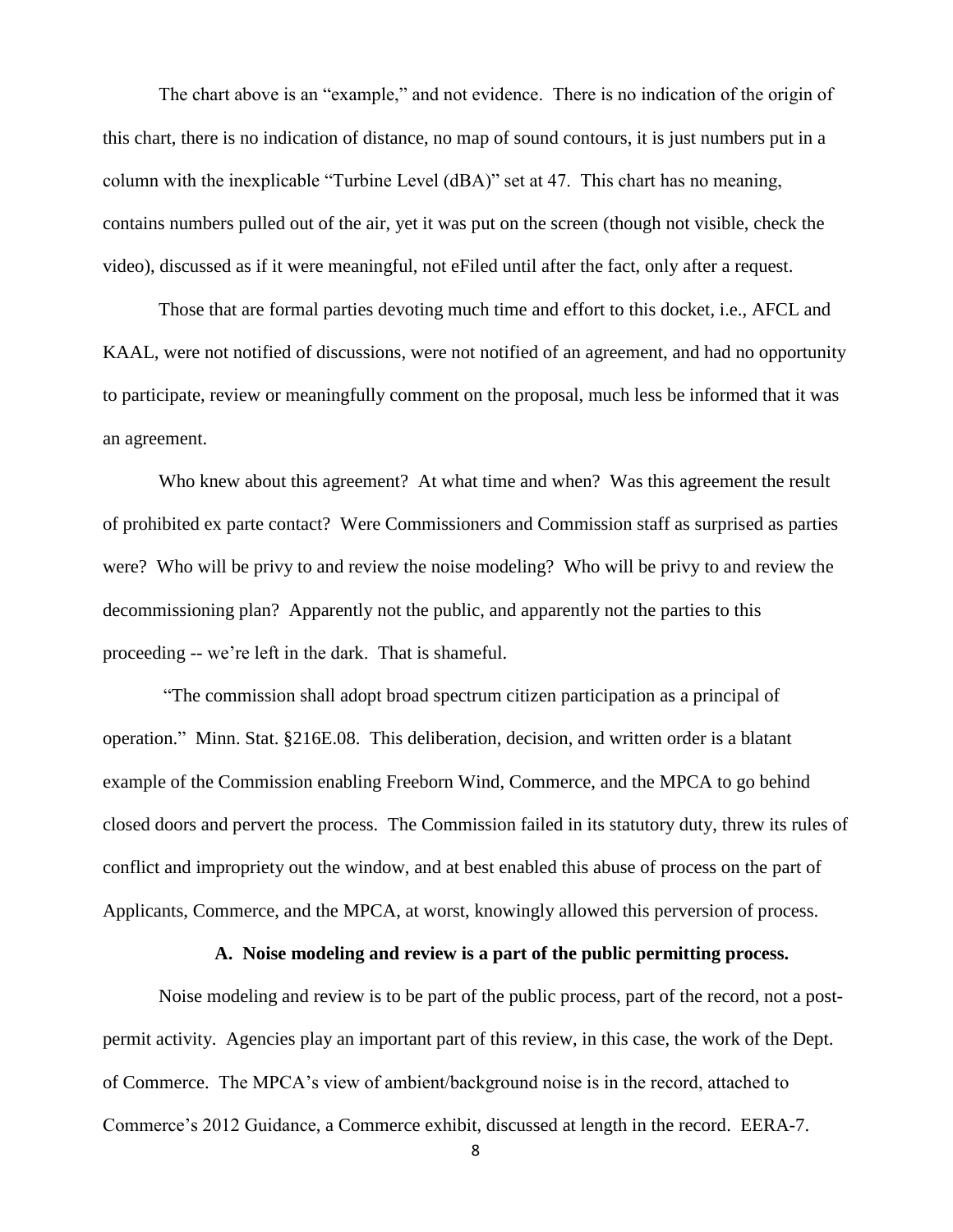The chart above is an "example," and not evidence. There is no indication of the origin of this chart, there is no indication of distance, no map of sound contours, it is just numbers put in a column with the inexplicable "Turbine Level (dBA)" set at 47. This chart has no meaning, contains numbers pulled out of the air, yet it was put on the screen (though not visible, check the video), discussed as if it were meaningful, not eFiled until after the fact, only after a request.

Those that are formal parties devoting much time and effort to this docket, i.e., AFCL and KAAL, were not notified of discussions, were not notified of an agreement, and had no opportunity to participate, review or meaningfully comment on the proposal, much less be informed that it was an agreement.

Who knew about this agreement? At what time and when? Was this agreement the result of prohibited ex parte contact? Were Commissioners and Commission staff as surprised as parties were? Who will be privy to and review the noise modeling? Who will be privy to and review the decommissioning plan? Apparently not the public, and apparently not the parties to this proceeding -- we're left in the dark. That is shameful.

"The commission shall adopt broad spectrum citizen participation as a principal of operation." Minn. Stat. §216E.08. This deliberation, decision, and written order is a blatant example of the Commission enabling Freeborn Wind, Commerce, and the MPCA to go behind closed doors and pervert the process. The Commission failed in its statutory duty, threw its rules of conflict and impropriety out the window, and at best enabled this abuse of process on the part of Applicants, Commerce, and the MPCA, at worst, knowingly allowed this perversion of process.

### A. Noise modeling and review is a part of the public permitting process.

Noise modeling and review is to be part of the public process, part of the record, not a post-permit activity. Agencies play an important part of this review, in this case, the work of the Dept. of Commerce. The MPCA's view of ambient/background noise is in the record, attached to Commerce's 2012 Guidance, a Commerce exhibit, discussed at length in the record. EERA-7.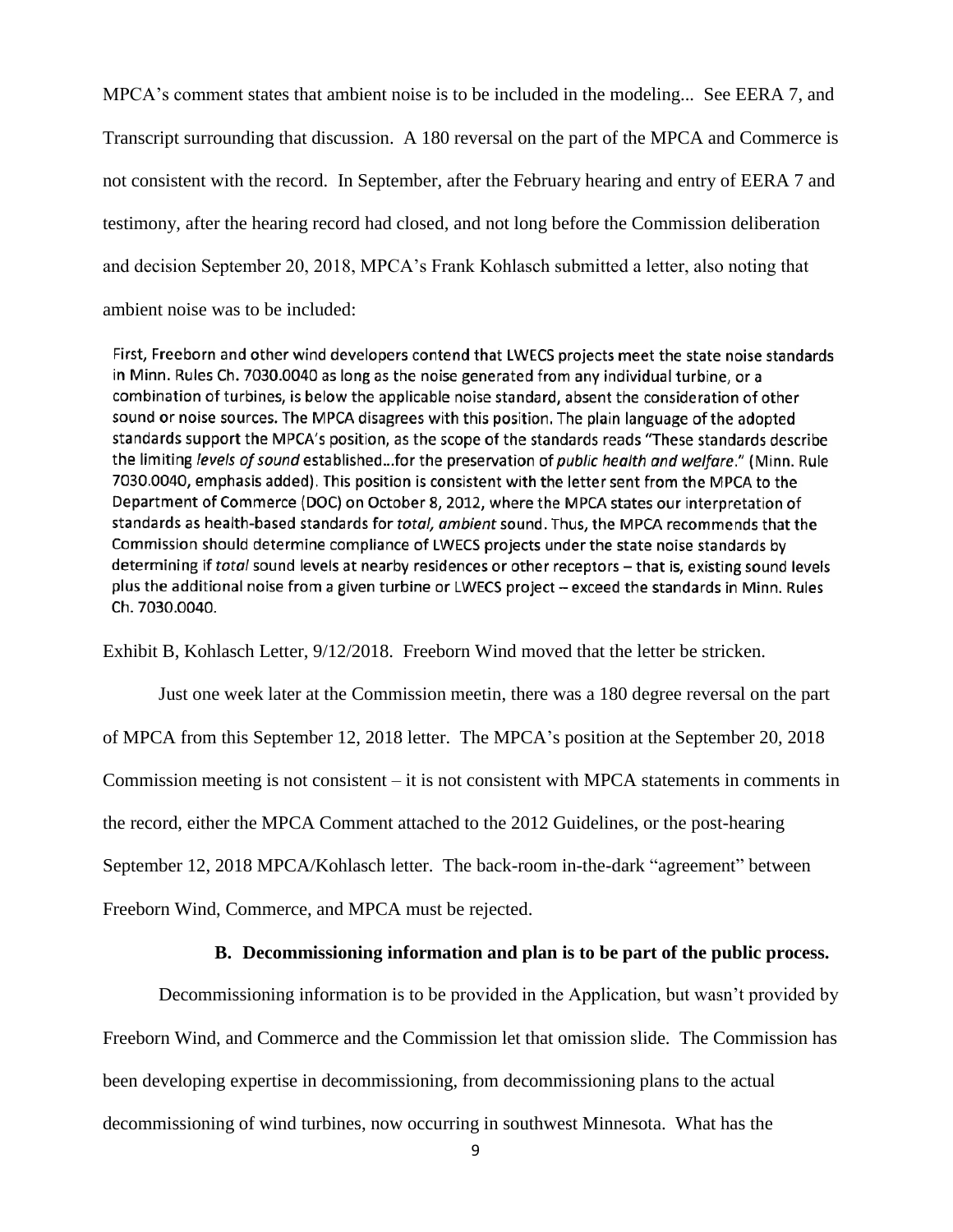MPCA's comment states that ambient noise is to be included in the modeling... See EERA 7, and Transcript surrounding that discussion. A 180 reversal on the part of the MPCA and Commerce is not consistent with the record. In September, after the February hearing and entry of EERA 7 and testimony, after the hearing record had closed, and not long before the Commission deliberation and decision September 20, 2018, MPCA's Frank Kohlasch submitted a letter, also noting that ambient noise was to be included:

> First, Freeborn and other wind developers contend that LWECS projects meet the state noise standards in Minn. Rules Ch. 7030.0040 as long as the noise generated from any individual turbine, or a combination of turbines, is below the applicable noise standard, absent the consideration of other sound or noise sources. The MPCA disagrees with this position. The plain language of the adopted standards support the MPCA's position, as the scope of the standards reads "These standards describe the limiting *levels of sound* established...for the preservation of *public health and welfare*." (Minn. Rule 7030.0040, emphasis added). This position is consistent with the letter sent from the MPCA to the Department of Commerce (DOC) on October 8, 2012, where the MPCA states our interpretation of standards as health-based standards for *total, ambient* sound. Thus, the MPCA recommends that the Commission should determine compliance of LWECS projects under the state noise standards by determining if *total* sound levels at nearby residences or other receptors – that is, existing sound levels plus the additional noise from a given turbine or LWECS project – exceed the standards in Minn. Rules Ch. 7030.0040.

Exhibit B, Kohlasch Letter, 9/12/2018. Freeborn Wind moved that the letter be stricken.

Just one week later at the Commission meetin, there was a 180 degree reversal on the part of MPCA from this September 12, 2018 letter. The MPCA's position at the September 20, 2018 Commission meeting is not consistent – it is not consistent with MPCA statements in comments in the record, either the MPCA Comment attached to the 2012 Guidelines, or the post-hearing September 12, 2018 MPCA/Kohlasch letter. The back-room in-the-dark "agreement" between Freeborn Wind, Commerce, and MPCA must be rejected.

### B. Decommissioning information and plan is to be part of the public process.

Decommissioning information is to be provided in the Application, but wasn't provided by Freeborn Wind, and Commerce and the Commission let that omission slide. The Commission has been developing expertise in decommissioning, from decommissioning plans to the actual decommissioning of wind turbines, now occurring in southwest Minnesota. What has the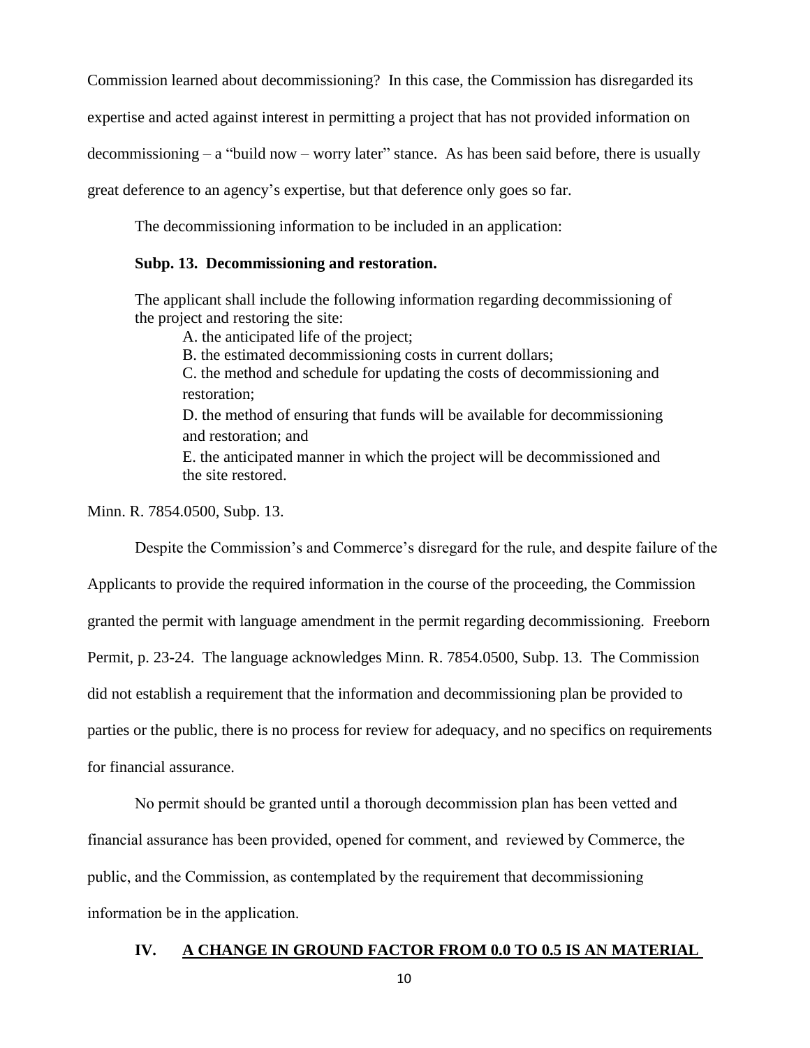Commission learned about decommissioning? In this case, the Commission has disregarded its expertise and acted against interest in permitting a project that has not provided information on decommissioning – a "build now – worry later" stance. As has been said before, there is usually great deference to an agency's expertise, but that deference only goes so far.

The decommissioning information to be included in an application:

> **Subp. 13. Decommissioning and restoration.**
>
> The applicant shall include the following information regarding decommissioning of the project and restoring the site:
>
> A. the anticipated life of the project;
>
> B. the estimated decommissioning costs in current dollars;
>
> C. the method and schedule for updating the costs of decommissioning and restoration;
>
> D. the method of ensuring that funds will be available for decommissioning and restoration; and
>
> E. the anticipated manner in which the project will be decommissioned and the site restored.

Minn. R. 7854.0500, Subp. 13.

Despite the Commission's and Commerce's disregard for the rule, and despite failure of the Applicants to provide the required information in the course of the proceeding, the Commission granted the permit with language amendment in the permit regarding decommissioning. Freeborn Permit, p. 23-24. The language acknowledges Minn. R. 7854.0500, Subp. 13. The Commission did not establish a requirement that the information and decommissioning plan be provided to parties or the public, there is no process for review for adequacy, and no specifics on requirements for financial assurance.

No permit should be granted until a thorough decommission plan has been vetted and financial assurance has been provided, opened for comment, and reviewed by Commerce, the public, and the Commission, as contemplated by the requirement that decommissioning information be in the application.

## IV. A CHANGE IN GROUND FACTOR FROM 0.0 TO 0.5 IS AN MATERIAL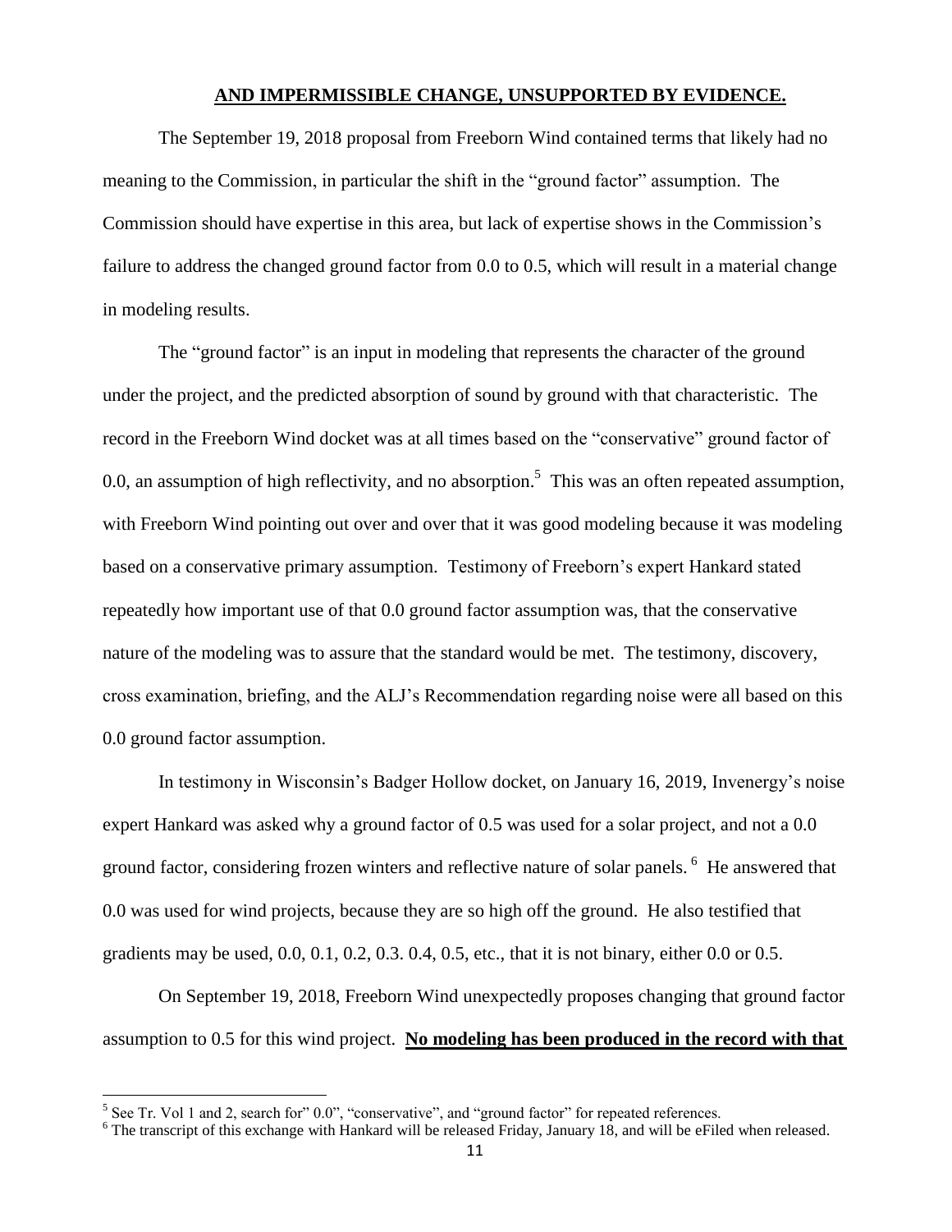**AND IMPERMISSIBLE CHANGE, UNSUPPORTED BY EVIDENCE.**

The September 19, 2018 proposal from Freeborn Wind contained terms that likely had no meaning to the Commission, in particular the shift in the "ground factor" assumption. The Commission should have expertise in this area, but lack of expertise shows in the Commission's failure to address the changed ground factor from 0.0 to 0.5, which will result in a material change in modeling results.

The "ground factor" is an input in modeling that represents the character of the ground under the project, and the predicted absorption of sound by ground with that characteristic. The record in the Freeborn Wind docket was at all times based on the "conservative" ground factor of 0.0, an assumption of high reflectivity, and no absorption.[5] This was an often repeated assumption, with Freeborn Wind pointing out over and over that it was good modeling because it was modeling based on a conservative primary assumption. Testimony of Freeborn's expert Hankard stated repeatedly how important use of that 0.0 ground factor assumption was, that the conservative nature of the modeling was to assure that the standard would be met. The testimony, discovery, cross examination, briefing, and the ALJ's Recommendation regarding noise were all based on this 0.0 ground factor assumption.

In testimony in Wisconsin's Badger Hollow docket, on January 16, 2019, Invenergy's noise expert Hankard was asked why a ground factor of 0.5 was used for a solar project, and not a 0.0 ground factor, considering frozen winters and reflective nature of solar panels.[6] He answered that 0.0 was used for wind projects, because they are so high off the ground. He also testified that gradients may be used, 0.0, 0.1, 0.2, 0.3. 0.4, 0.5, etc., that it is not binary, either 0.0 or 0.5.

On September 19, 2018, Freeborn Wind unexpectedly proposes changing that ground factor assumption to 0.5 for this wind project. **<u>No modeling has been produced in the record with that</u>**

---

[5] See Tr. Vol 1 and 2, search for" 0.0", "conservative", and "ground factor" for repeated references.

[6] The transcript of this exchange with Hankard will be released Friday, January 18, and will be eFiled when released.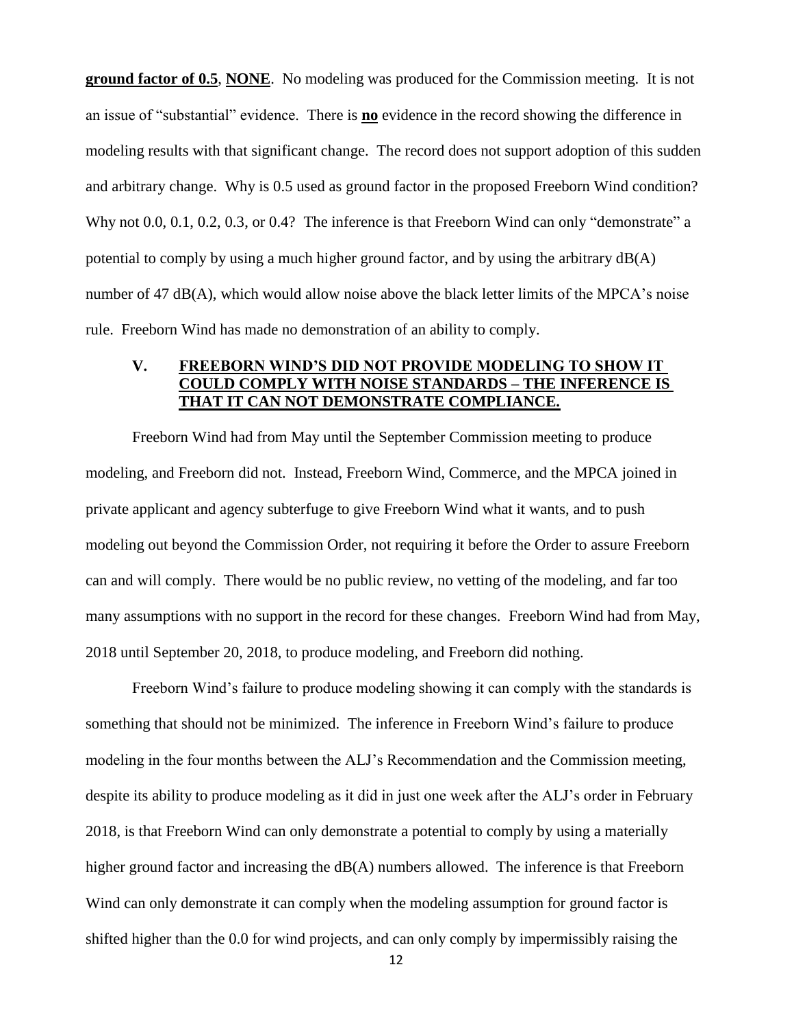**ground factor of 0.5**, **NONE**. No modeling was produced for the Commission meeting. It is not an issue of "substantial" evidence. There is **no** evidence in the record showing the difference in modeling results with that significant change. The record does not support adoption of this sudden and arbitrary change. Why is 0.5 used as ground factor in the proposed Freeborn Wind condition? Why not 0.0, 0.1, 0.2, 0.3, or 0.4? The inference is that Freeborn Wind can only "demonstrate" a potential to comply by using a much higher ground factor, and by using the arbitrary dB(A) number of 47 dB(A), which would allow noise above the black letter limits of the MPCA's noise rule. Freeborn Wind has made no demonstration of an ability to comply.

## V. FREEBORN WIND'S DID NOT PROVIDE MODELING TO SHOW IT COULD COMPLY WITH NOISE STANDARDS – THE INFERENCE IS THAT IT CAN NOT DEMONSTRATE COMPLIANCE.

Freeborn Wind had from May until the September Commission meeting to produce modeling, and Freeborn did not. Instead, Freeborn Wind, Commerce, and the MPCA joined in private applicant and agency subterfuge to give Freeborn Wind what it wants, and to push modeling out beyond the Commission Order, not requiring it before the Order to assure Freeborn can and will comply. There would be no public review, no vetting of the modeling, and far too many assumptions with no support in the record for these changes. Freeborn Wind had from May, 2018 until September 20, 2018, to produce modeling, and Freeborn did nothing.

Freeborn Wind's failure to produce modeling showing it can comply with the standards is something that should not be minimized. The inference in Freeborn Wind's failure to produce modeling in the four months between the ALJ's Recommendation and the Commission meeting, despite its ability to produce modeling as it did in just one week after the ALJ's order in February 2018, is that Freeborn Wind can only demonstrate a potential to comply by using a materially higher ground factor and increasing the dB(A) numbers allowed. The inference is that Freeborn Wind can only demonstrate it can comply when the modeling assumption for ground factor is shifted higher than the 0.0 for wind projects, and can only comply by impermissibly raising the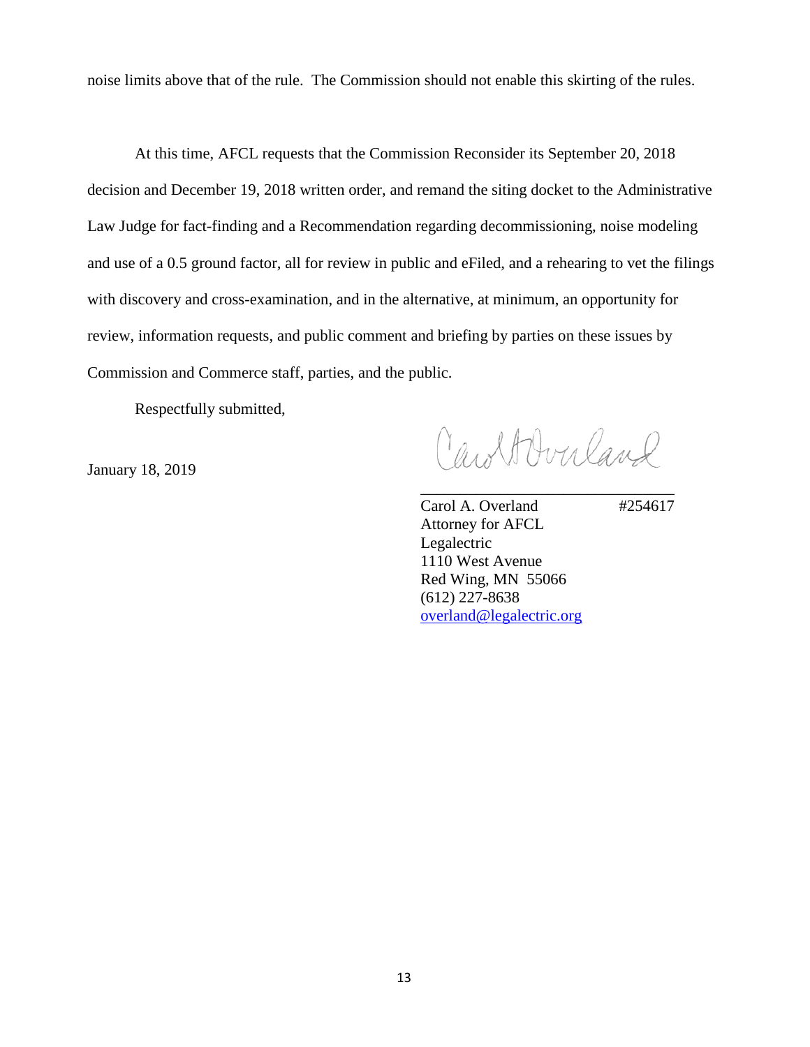noise limits above that of the rule. The Commission should not enable this skirting of the rules.

At this time, AFCL requests that the Commission Reconsider its September 20, 2018 decision and December 19, 2018 written order, and remand the siting docket to the Administrative Law Judge for fact-finding and a Recommendation regarding decommissioning, noise modeling and use of a 0.5 ground factor, all for review in public and eFiled, and a rehearing to vet the filings with discovery and cross-examination, and in the alternative, at minimum, an opportunity for review, information requests, and public comment and briefing by parties on these issues by Commission and Commerce staff, parties, and the public.

Respectfully submitted,

January 18, 2019

Carol A. Overland #254617
Attorney for AFCL
Legalectric
1110 West Avenue
Red Wing, MN 55066
(612) 227-8638
overland@legalectric.org